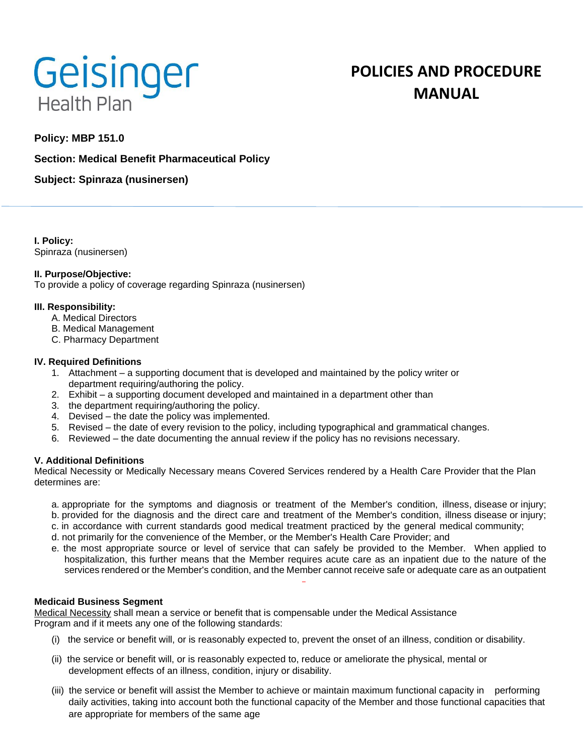Geisinger Health Plan

# POLICIES AND PROCEDURE MANUAL

**Policy: MBP 151.0**

**Section: Medical Benefit Pharmaceutical Policy**

**Subject: Spinraza (nusinersen)**

---

**I. Policy:**
Spinraza (nusinersen)

**II. Purpose/Objective:**
To provide a policy of coverage regarding Spinraza (nusinersen)

**III. Responsibility:**

A. Medical Directors
B. Medical Management
C. Pharmacy Department

**IV. Required Definitions**

1. Attachment – a supporting document that is developed and maintained by the policy writer or department requiring/authoring the policy.
2. Exhibit – a supporting document developed and maintained in a department other than
3. the department requiring/authoring the policy.
4. Devised – the date the policy was implemented.
5. Revised – the date of every revision to the policy, including typographical and grammatical changes.
6. Reviewed – the date documenting the annual review if the policy has no revisions necessary.

**V. Additional Definitions**
Medical Necessity or Medically Necessary means Covered Services rendered by a Health Care Provider that the Plan determines are:

a. appropriate for the symptoms and diagnosis or treatment of the Member's condition, illness, disease or injury;
b. provided for the diagnosis and the direct care and treatment of the Member's condition, illness disease or injury;
c. in accordance with current standards good medical treatment practiced by the general medical community;
d. not primarily for the convenience of the Member, or the Member's Health Care Provider; and
e. the most appropriate source or level of service that can safely be provided to the Member. When applied to hospitalization, this further means that the Member requires acute care as an inpatient due to the nature of the services rendered or the Member's condition, and the Member cannot receive safe or adequate care as an outpatient

**Medicaid Business Segment**
Medical Necessity shall mean a service or benefit that is compensable under the Medical Assistance Program and if it meets any one of the following standards:

(i) the service or benefit will, or is reasonably expected to, prevent the onset of an illness, condition or disability.

(ii) the service or benefit will, or is reasonably expected to, reduce or ameliorate the physical, mental or development effects of an illness, condition, injury or disability.

(iii) the service or benefit will assist the Member to achieve or maintain maximum functional capacity in performing daily activities, taking into account both the functional capacity of the Member and those functional capacities that are appropriate for members of the same age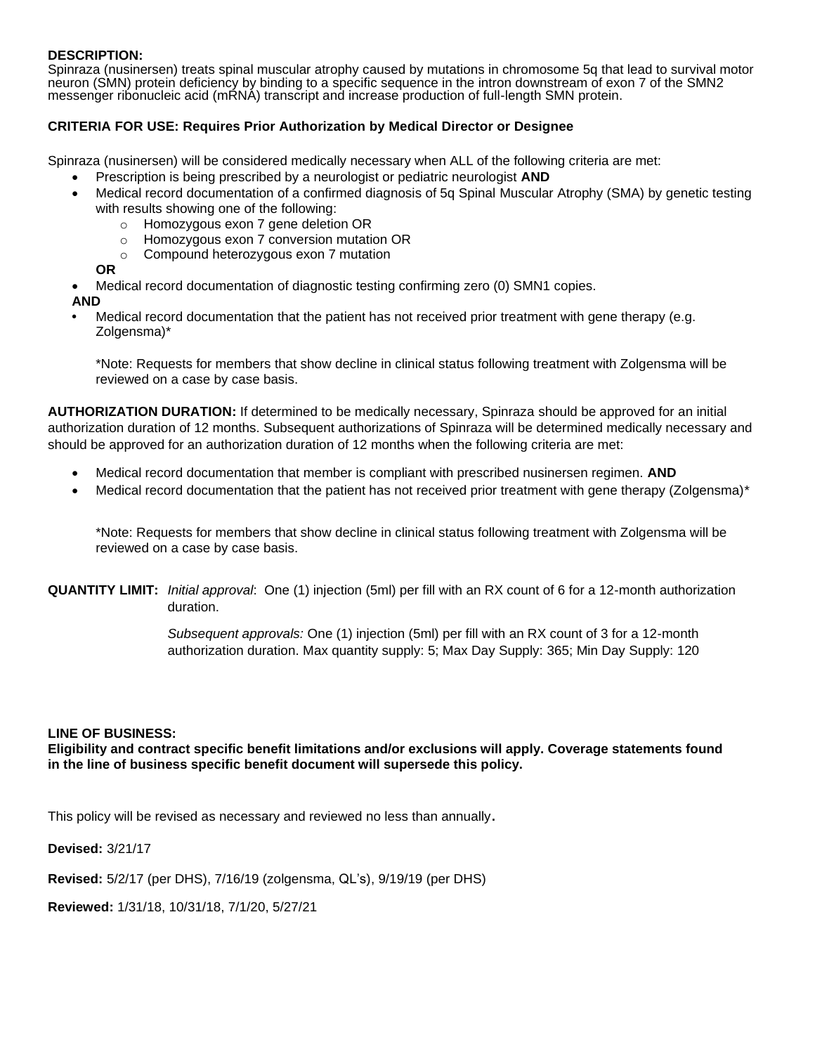**DESCRIPTION:**
Spinraza (nusinersen) treats spinal muscular atrophy caused by mutations in chromosome 5q that lead to survival motor neuron (SMN) protein deficiency by binding to a specific sequence in the intron downstream of exon 7 of the SMN2 messenger ribonucleic acid (mRNA) transcript and increase production of full-length SMN protein.

**CRITERIA FOR USE: Requires Prior Authorization by Medical Director or Designee**

Spinraza (nusinersen) will be considered medically necessary when ALL of the following criteria are met:

- Prescription is being prescribed by a neurologist or pediatric neurologist **AND**
- Medical record documentation of a confirmed diagnosis of 5q Spinal Muscular Atrophy (SMA) by genetic testing with results showing one of the following:
  - Homozygous exon 7 gene deletion OR
  - Homozygous exon 7 conversion mutation OR
  - Compound heterozygous exon 7 mutation

  **OR**
- Medical record documentation of diagnostic testing confirming zero (0) SMN1 copies.

  **AND**
- Medical record documentation that the patient has not received prior treatment with gene therapy (e.g. Zolgensma)*

  *Note: Requests for members that show decline in clinical status following treatment with Zolgensma will be reviewed on a case by case basis.

**AUTHORIZATION DURATION:** If determined to be medically necessary, Spinraza should be approved for an initial authorization duration of 12 months. Subsequent authorizations of Spinraza will be determined medically necessary and should be approved for an authorization duration of 12 months when the following criteria are met:

- Medical record documentation that member is compliant with prescribed nusinersen regimen. **AND**
- Medical record documentation that the patient has not received prior treatment with gene therapy (Zolgensma)*

  *Note: Requests for members that show decline in clinical status following treatment with Zolgensma will be reviewed on a case by case basis.

**QUANTITY LIMIT:** *Initial approval*: One (1) injection (5ml) per fill with an RX count of 6 for a 12-month authorization duration.

*Subsequent approvals:* One (1) injection (5ml) per fill with an RX count of 3 for a 12-month authorization duration. Max quantity supply: 5; Max Day Supply: 365; Min Day Supply: 120

**LINE OF BUSINESS:**
**Eligibility and contract specific benefit limitations and/or exclusions will apply. Coverage statements found in the line of business specific benefit document will supersede this policy.**

This policy will be revised as necessary and reviewed no less than annually.

**Devised:** 3/21/17

**Revised:** 5/2/17 (per DHS), 7/16/19 (zolgensma, QL's), 9/19/19 (per DHS)

**Reviewed:** 1/31/18, 10/31/18, 7/1/20, 5/27/21